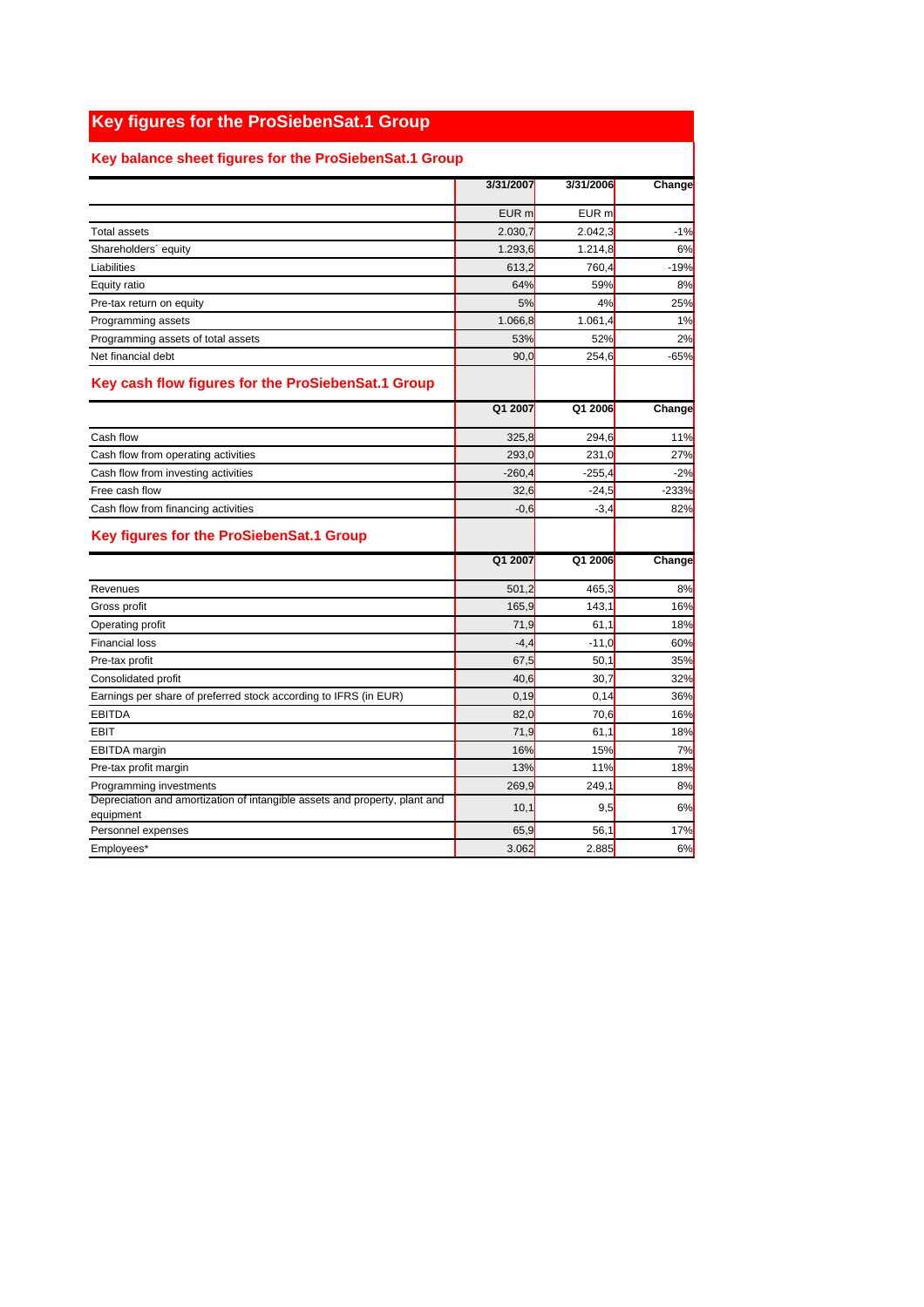# Key figures for the ProSiebenSat.1 Group

## Key balance sheet figures for the ProSiebenSat.1 Group

| | 3/31/2007 | 3/31/2006 | Change |
|---|---|---|---|
| | EUR m | EUR m | |
| Total assets | 2.030,7 | 2.042,3 | -1% |
| Shareholders´ equity | 1.293,6 | 1.214,8 | 6% |
| Liabilities | 613,2 | 760,4 | -19% |
| Equity ratio | 64% | 59% | 8% |
| Pre-tax return on equity | 5% | 4% | 25% |
| Programming assets | 1.066,8 | 1.061,4 | 1% |
| Programming assets of total assets | 53% | 52% | 2% |
| Net financial debt | 90,0 | 254,6 | -65% |

## Key cash flow figures for the ProSiebenSat.1 Group

| | Q1 2007 | Q1 2006 | Change |
|---|---|---|---|
| Cash flow | 325,8 | 294,6 | 11% |
| Cash flow from operating activities | 293,0 | 231,0 | 27% |
| Cash flow from investing activities | -260,4 | -255,4 | -2% |
| Free cash flow | 32,6 | -24,5 | -233% |
| Cash flow from financing activities | -0,6 | -3,4 | 82% |

## Key figures for the ProSiebenSat.1 Group

| | Q1 2007 | Q1 2006 | Change |
|---|---|---|---|
| Revenues | 501,2 | 465,3 | 8% |
| Gross profit | 165,9 | 143,1 | 16% |
| Operating profit | 71,9 | 61,1 | 18% |
| Financial loss | -4,4 | -11,0 | 60% |
| Pre-tax profit | 67,5 | 50,1 | 35% |
| Consolidated profit | 40,6 | 30,7 | 32% |
| Earnings per share of preferred stock according to IFRS (in EUR) | 0,19 | 0,14 | 36% |
| EBITDA | 82,0 | 70,6 | 16% |
| EBIT | 71,9 | 61,1 | 18% |
| EBITDA margin | 16% | 15% | 7% |
| Pre-tax profit margin | 13% | 11% | 18% |
| Programming investments | 269,9 | 249,1 | 8% |
| Depreciation and amortization of intangible assets and property, plant and equipment | 10,1 | 9,5 | 6% |
| Personnel expenses | 65,9 | 56,1 | 17% |
| Employees* | 3.062 | 2.885 | 6% |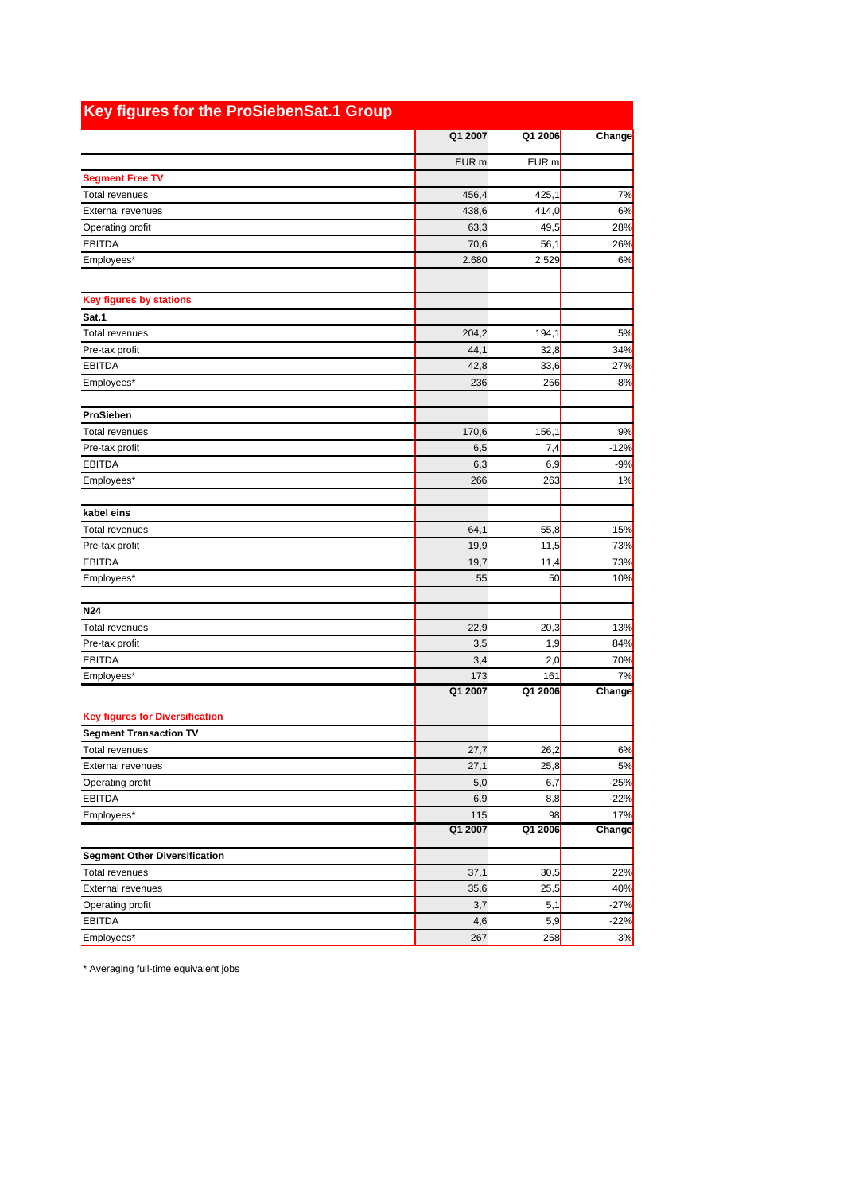# Key figures for the ProSiebenSat.1 Group

| | Q1 2007 | Q1 2006 | Change |
|---|---|---|---|
| | EUR m | EUR m | |
| **Segment Free TV** | | | |
| Total revenues | 456,4 | 425,1 | 7% |
| External revenues | 438,6 | 414,0 | 6% |
| Operating profit | 63,3 | 49,5 | 28% |
| EBITDA | 70,6 | 56,1 | 26% |
| Employees* | 2.680 | 2.529 | 6% |
| | | | |
| **Key figures by stations** | | | |
| **Sat.1** | | | |
| Total revenues | 204,2 | 194,1 | 5% |
| Pre-tax profit | 44,1 | 32,8 | 34% |
| EBITDA | 42,8 | 33,6 | 27% |
| Employees* | 236 | 256 | -8% |
| | | | |
| **ProSieben** | | | |
| Total revenues | 170,6 | 156,1 | 9% |
| Pre-tax profit | 6,5 | 7,4 | -12% |
| EBITDA | 6,3 | 6,9 | -9% |
| Employees* | 266 | 263 | 1% |
| | | | |
| **kabel eins** | | | |
| Total revenues | 64,1 | 55,8 | 15% |
| Pre-tax profit | 19,9 | 11,5 | 73% |
| EBITDA | 19,7 | 11,4 | 73% |
| Employees* | 55 | 50 | 10% |
| | | | |
| **N24** | | | |
| Total revenues | 22,9 | 20,3 | 13% |
| Pre-tax profit | 3,5 | 1,9 | 84% |
| EBITDA | 3,4 | 2,0 | 70% |
| Employees* | 173 | 161 | 7% |

| | Q1 2007 | Q1 2006 | Change |
|---|---|---|---|
| **Key figures for Diversification** | | | |
| **Segment Transaction TV** | | | |
| Total revenues | 27,7 | 26,2 | 6% |
| External revenues | 27,1 | 25,8 | 5% |
| Operating profit | 5,0 | 6,7 | -25% |
| EBITDA | 6,9 | 8,8 | -22% |
| Employees* | 115 | 98 | 17% |

| | Q1 2007 | Q1 2006 | Change |
|---|---|---|---|
| **Segment Other Diversification** | | | |
| Total revenues | 37,1 | 30,5 | 22% |
| External revenues | 35,6 | 25,5 | 40% |
| Operating profit | 3,7 | 5,1 | -27% |
| EBITDA | 4,6 | 5,9 | -22% |
| Employees* | 267 | 258 | 3% |

* Averaging full-time equivalent jobs